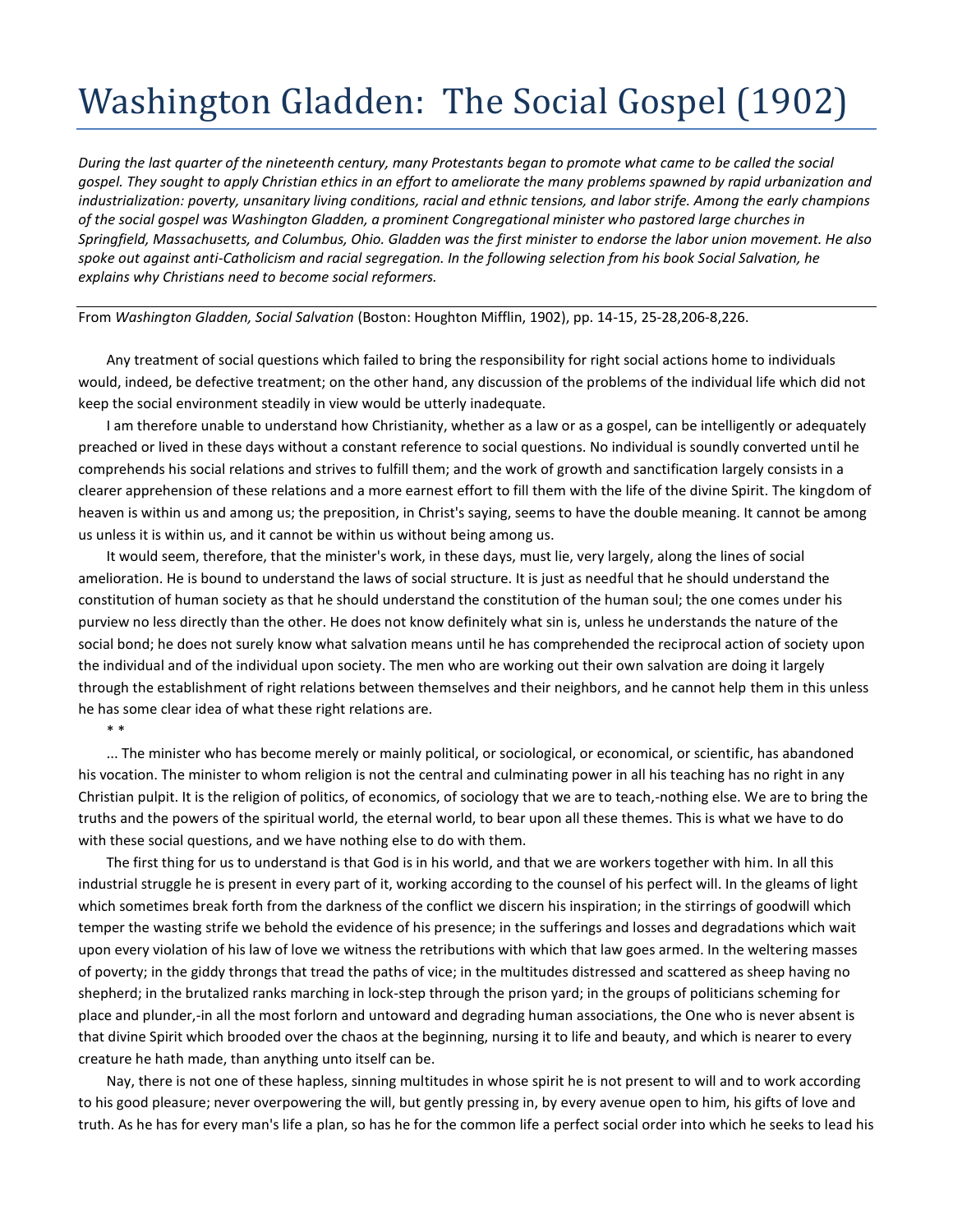# Washington Gladden: The Social Gospel (1902)

*During the last quarter of the nineteenth century, many Protestants began to promote what came to be called the social gospel. They sought to apply Christian ethics in an effort to ameliorate the many problems spawned by rapid urbanization and industrialization: poverty, unsanitary living conditions, racial and ethnic tensions, and labor strife. Among the early champions of the social gospel was Washington Gladden, a prominent Congregational minister who pastored large churches in Springfield, Massachusetts, and Columbus, Ohio. Gladden was the first minister to endorse the labor union movement. He also spoke out against anti-Catholicism and racial segregation. In the following selection from his book Social Salvation, he explains why Christians need to become social reformers.*

---

From *Washington Gladden, Social Salvation* (Boston: Houghton Mifflin, 1902), pp. 14-15, 25-28,206-8,226.

Any treatment of social questions which failed to bring the responsibility for right social actions home to individuals would, indeed, be defective treatment; on the other hand, any discussion of the problems of the individual life which did not keep the social environment steadily in view would be utterly inadequate.

I am therefore unable to understand how Christianity, whether as a law or as a gospel, can be intelligently or adequately preached or lived in these days without a constant reference to social questions. No individual is soundly converted until he comprehends his social relations and strives to fulfill them; and the work of growth and sanctification largely consists in a clearer apprehension of these relations and a more earnest effort to fill them with the life of the divine Spirit. The kingdom of heaven is within us and among us; the preposition, in Christ's saying, seems to have the double meaning. It cannot be among us unless it is within us, and it cannot be within us without being among us.

It would seem, therefore, that the minister's work, in these days, must lie, very largely, along the lines of social amelioration. He is bound to understand the laws of social structure. It is just as needful that he should understand the constitution of human society as that he should understand the constitution of the human soul; the one comes under his purview no less directly than the other. He does not know definitely what sin is, unless he understands the nature of the social bond; he does not surely know what salvation means until he has comprehended the reciprocal action of society upon the individual and of the individual upon society. The men who are working out their own salvation are doing it largely through the establishment of right relations between themselves and their neighbors, and he cannot help them in this unless he has some clear idea of what these right relations are.

* *

... The minister who has become merely or mainly political, or sociological, or economical, or scientific, has abandoned his vocation. The minister to whom religion is not the central and culminating power in all his teaching has no right in any Christian pulpit. It is the religion of politics, of economics, of sociology that we are to teach,-nothing else. We are to bring the truths and the powers of the spiritual world, the eternal world, to bear upon all these themes. This is what we have to do with these social questions, and we have nothing else to do with them.

The first thing for us to understand is that God is in his world, and that we are workers together with him. In all this industrial struggle he is present in every part of it, working according to the counsel of his perfect will. In the gleams of light which sometimes break forth from the darkness of the conflict we discern his inspiration; in the stirrings of goodwill which temper the wasting strife we behold the evidence of his presence; in the sufferings and losses and degradations which wait upon every violation of his law of love we witness the retributions with which that law goes armed. In the weltering masses of poverty; in the giddy throngs that tread the paths of vice; in the multitudes distressed and scattered as sheep having no shepherd; in the brutalized ranks marching in lock-step through the prison yard; in the groups of politicians scheming for place and plunder,-in all the most forlorn and untoward and degrading human associations, the One who is never absent is that divine Spirit which brooded over the chaos at the beginning, nursing it to life and beauty, and which is nearer to every creature he hath made, than anything unto itself can be.

Nay, there is not one of these hapless, sinning multitudes in whose spirit he is not present to will and to work according to his good pleasure; never overpowering the will, but gently pressing in, by every avenue open to him, his gifts of love and truth. As he has for every man's life a plan, so has he for the common life a perfect social order into which he seeks to lead his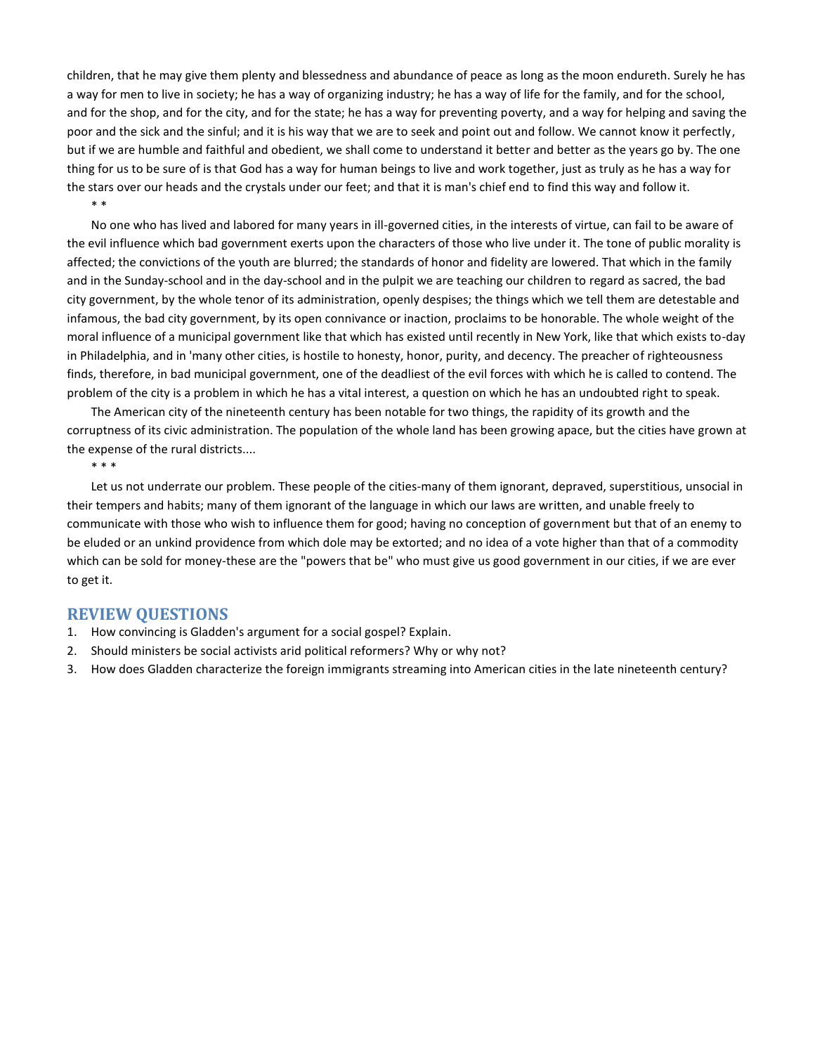children, that he may give them plenty and blessedness and abundance of peace as long as the moon endureth. Surely he has a way for men to live in society; he has a way of organizing industry; he has a way of life for the family, and for the school, and for the shop, and for the city, and for the state; he has a way for preventing poverty, and a way for helping and saving the poor and the sick and the sinful; and it is his way that we are to seek and point out and follow. We cannot know it perfectly, but if we are humble and faithful and obedient, we shall come to understand it better and better as the years go by. The one thing for us to be sure of is that God has a way for human beings to live and work together, just as truly as he has a way for the stars over our heads and the crystals under our feet; and that it is man's chief end to find this way and follow it.

\* \*

No one who has lived and labored for many years in ill-governed cities, in the interests of virtue, can fail to be aware of the evil influence which bad government exerts upon the characters of those who live under it. The tone of public morality is affected; the convictions of the youth are blurred; the standards of honor and fidelity are lowered. That which in the family and in the Sunday-school and in the day-school and in the pulpit we are teaching our children to regard as sacred, the bad city government, by the whole tenor of its administration, openly despises; the things which we tell them are detestable and infamous, the bad city government, by its open connivance or inaction, proclaims to be honorable. The whole weight of the moral influence of a municipal government like that which has existed until recently in New York, like that which exists to-day in Philadelphia, and in 'many other cities, is hostile to honesty, honor, purity, and decency. The preacher of righteousness finds, therefore, in bad municipal government, one of the deadliest of the evil forces with which he is called to contend. The problem of the city is a problem in which he has a vital interest, a question on which he has an undoubted right to speak.

The American city of the nineteenth century has been notable for two things, the rapidity of its growth and the corruptness of its civic administration. The population of the whole land has been growing apace, but the cities have grown at the expense of the rural districts....

\* \* \*

Let us not underrate our problem. These people of the cities-many of them ignorant, depraved, superstitious, unsocial in their tempers and habits; many of them ignorant of the language in which our laws are written, and unable freely to communicate with those who wish to influence them for good; having no conception of government but that of an enemy to be eluded or an unkind providence from which dole may be extorted; and no idea of a vote higher than that of a commodity which can be sold for money-these are the "powers that be" who must give us good government in our cities, if we are ever to get it.

## REVIEW QUESTIONS

1. How convincing is Gladden's argument for a social gospel? Explain.
2. Should ministers be social activists arid political reformers? Why or why not?
3. How does Gladden characterize the foreign immigrants streaming into American cities in the late nineteenth century?